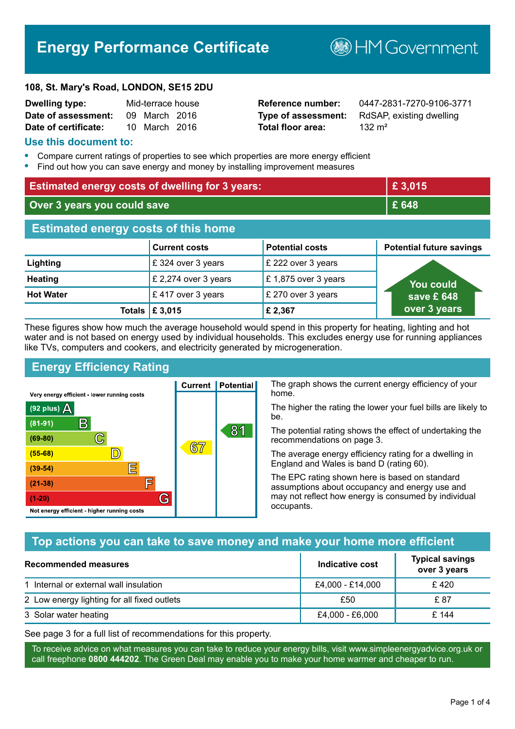# Energy Performance Certificate

HM Government

**108, St. Mary's Road, LONDON, SE15 2DU**

| | | | |
|---|---|---|---|
| **Dwelling type:** | Mid-terrace house | **Reference number:** | 0447-2831-7270-9106-3771 |
| **Date of assessment:** | 09 March 2016 | **Type of assessment:** | RdSAP, existing dwelling |
| **Date of certificate:** | 10 March 2016 | **Total floor area:** | 132 m² |

## Use this document to:

- Compare current ratings of properties to see which properties are more energy efficient
- Find out how you can save energy and money by installing improvement measures

| | |
|---|---|
| **Estimated energy costs of dwelling for 3 years:** | **£ 3,015** |
| **Over 3 years you could save** | **£ 648** |

## Estimated energy costs of this home

| | Current costs | Potential costs | Potential future savings |
|---|---|---|---|
| **Lighting** | £ 324 over 3 years | £ 222 over 3 years | You could save £ 648 over 3 years |
| **Heating** | £ 2,274 over 3 years | £ 1,875 over 3 years | |
| **Hot Water** | £ 417 over 3 years | £ 270 over 3 years | |
| **Totals** | **£ 3,015** | **£ 2,367** | |

These figures show how much the average household would spend in this property for heating, lighting and hot water and is not based on energy used by individual households. This excludes energy use for running appliances like TVs, computers and cookers, and electricity generated by microgeneration.

## Energy Efficiency Rating

| Rating band | Current | Potential |
|---|---|---|
| Very energy efficient - lower running costs | | |
| (92 plus) A | | |
| (81-91) B | | 81 |
| (69-80) C | | |
| (55-68) D | 67 | |
| (39-54) E | | |
| (21-38) F | | |
| (1-20) G | | |
| Not energy efficient - higher running costs | | |

The graph shows the current energy efficiency of your home.

The higher the rating the lower your fuel bills are likely to be.

The potential rating shows the effect of undertaking the recommendations on page 3.

The average energy efficiency rating for a dwelling in England and Wales is band D (rating 60).

The EPC rating shown here is based on standard assumptions about occupancy and energy use and may not reflect how energy is consumed by individual occupants.

## Top actions you can take to save money and make your home more efficient

| Recommended measures | Indicative cost | Typical savings over 3 years |
|---|---|---|
| 1 Internal or external wall insulation | £4,000 - £14,000 | £ 420 |
| 2 Low energy lighting for all fixed outlets | £50 | £ 87 |
| 3 Solar water heating | £4,000 - £6,000 | £ 144 |

See page 3 for a full list of recommendations for this property.

To receive advice on what measures you can take to reduce your energy bills, visit www.simpleenergyadvice.org.uk or call freephone **0800 444202**. The Green Deal may enable you to make your home warmer and cheaper to run.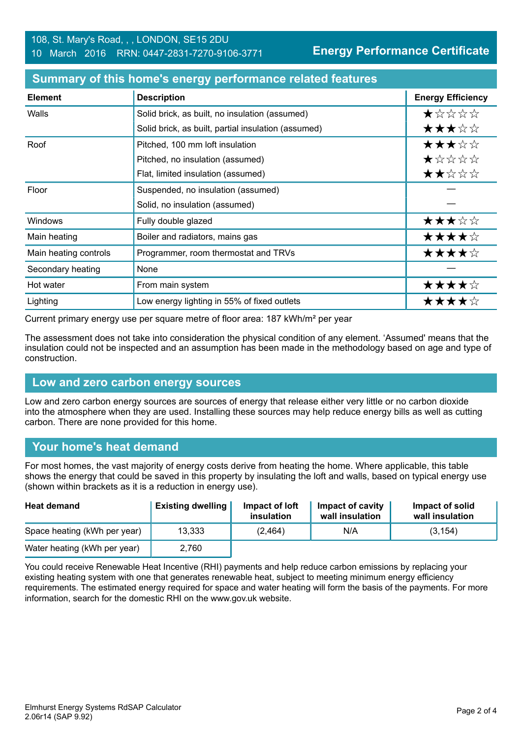108, St. Mary's Road, , , LONDON, SE15 2DU
10 March 2016 RRN: 0447-2831-7270-9106-3771

**Energy Performance Certificate**

## Summary of this home's energy performance related features

| Element | Description | Energy Efficiency |
|---|---|---|
| Walls | Solid brick, as built, no insulation (assumed) | ★☆☆☆☆ |
| | Solid brick, as built, partial insulation (assumed) | ★★★☆☆ |
| Roof | Pitched, 100 mm loft insulation | ★★★☆☆ |
| | Pitched, no insulation (assumed) | ★☆☆☆☆ |
| | Flat, limited insulation (assumed) | ★★☆☆☆ |
| Floor | Suspended, no insulation (assumed) | — |
| | Solid, no insulation (assumed) | — |
| Windows | Fully double glazed | ★★★☆☆ |
| Main heating | Boiler and radiators, mains gas | ★★★★☆ |
| Main heating controls | Programmer, room thermostat and TRVs | ★★★★☆ |
| Secondary heating | None | — |
| Hot water | From main system | ★★★★☆ |
| Lighting | Low energy lighting in 55% of fixed outlets | ★★★★☆ |

Current primary energy use per square metre of floor area: 187 kWh/m² per year

The assessment does not take into consideration the physical condition of any element. 'Assumed' means that the insulation could not be inspected and an assumption has been made in the methodology based on age and type of construction.

## Low and zero carbon energy sources

Low and zero carbon energy sources are sources of energy that release either very little or no carbon dioxide into the atmosphere when they are used. Installing these sources may help reduce energy bills as well as cutting carbon. There are none provided for this home.

## Your home's heat demand

For most homes, the vast majority of energy costs derive from heating the home. Where applicable, this table shows the energy that could be saved in this property by insulating the loft and walls, based on typical energy use (shown within brackets as it is a reduction in energy use).

| Heat demand | Existing dwelling | Impact of loft insulation | Impact of cavity wall insulation | Impact of solid wall insulation |
|---|---|---|---|---|
| Space heating (kWh per year) | 13,333 | (2,464) | N/A | (3,154) |
| Water heating (kWh per year) | 2,760 | | | |

You could receive Renewable Heat Incentive (RHI) payments and help reduce carbon emissions by replacing your existing heating system with one that generates renewable heat, subject to meeting minimum energy efficiency requirements. The estimated energy required for space and water heating will form the basis of the payments. For more information, search for the domestic RHI on the www.gov.uk website.

Elmhurst Energy Systems RdSAP Calculator
2.06r14 (SAP 9.92)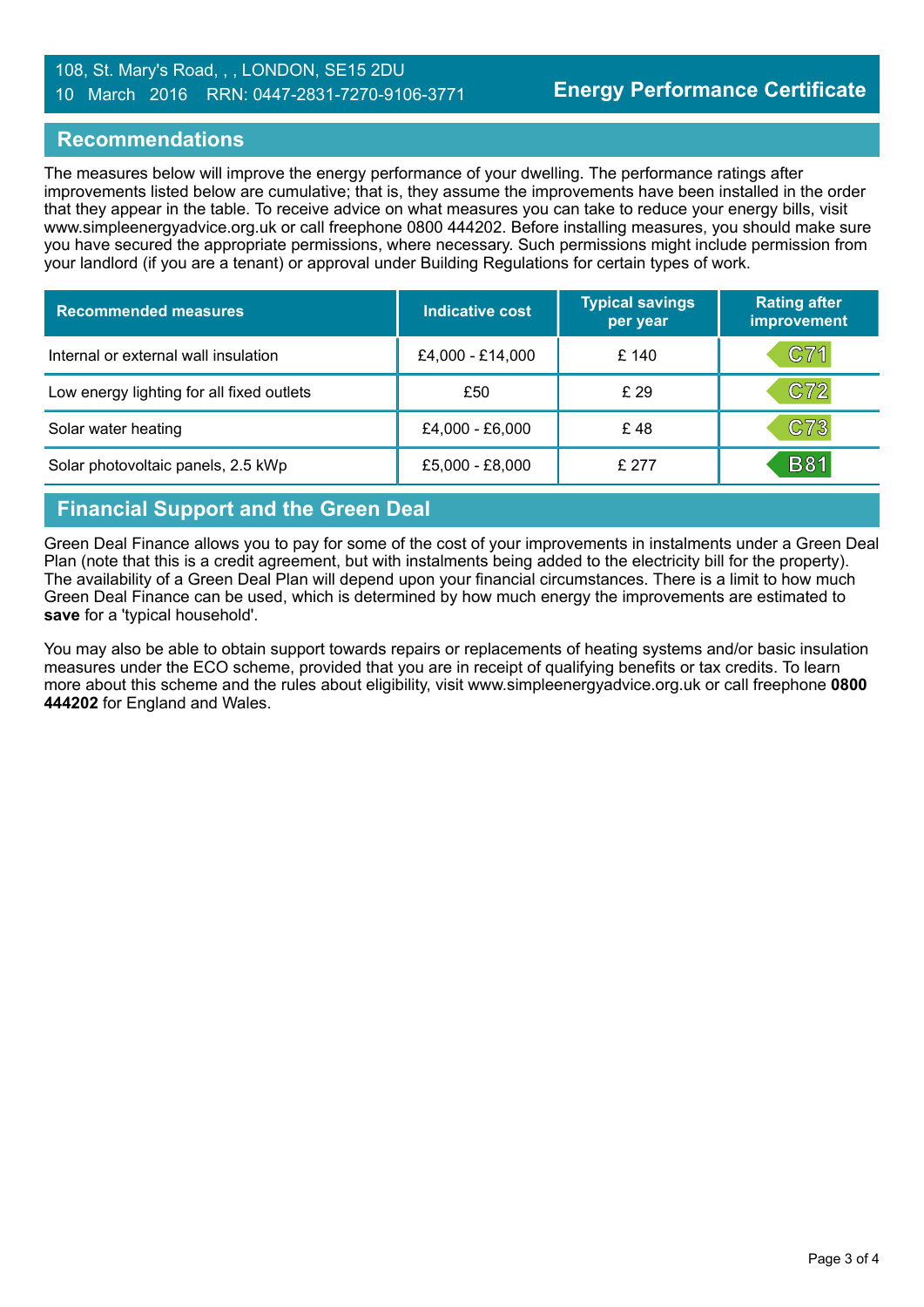## Recommendations

The measures below will improve the energy performance of your dwelling. The performance ratings after improvements listed below are cumulative; that is, they assume the improvements have been installed in the order that they appear in the table. To receive advice on what measures you can take to reduce your energy bills, visit www.simpleenergyadvice.org.uk or call freephone 0800 444202. Before installing measures, you should make sure you have secured the appropriate permissions, where necessary. Such permissions might include permission from your landlord (if you are a tenant) or approval under Building Regulations for certain types of work.

| Recommended measures | Indicative cost | Typical savings per year | Rating after improvement |
|---|---|---|---|
| Internal or external wall insulation | £4,000 - £14,000 | £ 140 | C71 |
| Low energy lighting for all fixed outlets | £50 | £ 29 | C72 |
| Solar water heating | £4,000 - £6,000 | £ 48 | C73 |
| Solar photovoltaic panels, 2.5 kWp | £5,000 - £8,000 | £ 277 | B81 |

## Financial Support and the Green Deal

Green Deal Finance allows you to pay for some of the cost of your improvements in instalments under a Green Deal Plan (note that this is a credit agreement, but with instalments being added to the electricity bill for the property). The availability of a Green Deal Plan will depend upon your financial circumstances. There is a limit to how much Green Deal Finance can be used, which is determined by how much energy the improvements are estimated to **save** for a 'typical household'.

You may also be able to obtain support towards repairs or replacements of heating systems and/or basic insulation measures under the ECO scheme, provided that you are in receipt of qualifying benefits or tax credits. To learn more about this scheme and the rules about eligibility, visit www.simpleenergyadvice.org.uk or call freephone **0800 444202** for England and Wales.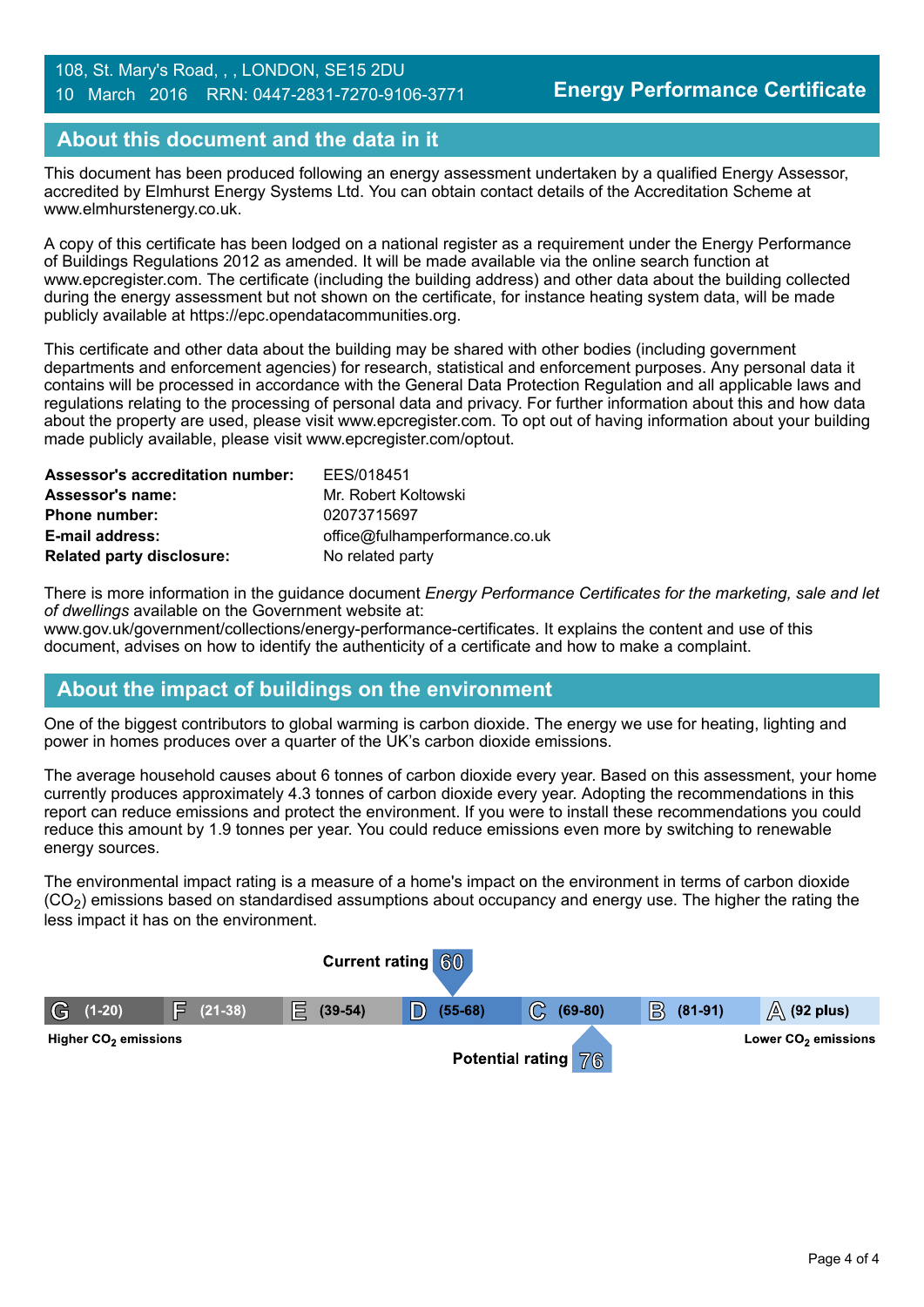108, St. Mary's Road, , , LONDON, SE15 2DU
10 March 2016 RRN: 0447-2831-7270-9106-3771

**Energy Performance Certificate**

## About this document and the data in it

This document has been produced following an energy assessment undertaken by a qualified Energy Assessor, accredited by Elmhurst Energy Systems Ltd. You can obtain contact details of the Accreditation Scheme at www.elmhurstenergy.co.uk.

A copy of this certificate has been lodged on a national register as a requirement under the Energy Performance of Buildings Regulations 2012 as amended. It will be made available via the online search function at www.epcregister.com. The certificate (including the building address) and other data about the building collected during the energy assessment but not shown on the certificate, for instance heating system data, will be made publicly available at https://epc.opendatacommunities.org.

This certificate and other data about the building may be shared with other bodies (including government departments and enforcement agencies) for research, statistical and enforcement purposes. Any personal data it contains will be processed in accordance with the General Data Protection Regulation and all applicable laws and regulations relating to the processing of personal data and privacy. For further information about this and how data about the property are used, please visit www.epcregister.com. To opt out of having information about your building made publicly available, please visit www.epcregister.com/optout.

| | |
|---|---|
| **Assessor's accreditation number:** | EES/018451 |
| **Assessor's name:** | Mr. Robert Koltowski |
| **Phone number:** | 02073715697 |
| **E-mail address:** | office@fulhamperformance.co.uk |
| **Related party disclosure:** | No related party |

There is more information in the guidance document *Energy Performance Certificates for the marketing, sale and let of dwellings* available on the Government website at: www.gov.uk/government/collections/energy-performance-certificates. It explains the content and use of this document, advises on how to identify the authenticity of a certificate and how to make a complaint.

## About the impact of buildings on the environment

One of the biggest contributors to global warming is carbon dioxide. The energy we use for heating, lighting and power in homes produces over a quarter of the UK's carbon dioxide emissions.

The average household causes about 6 tonnes of carbon dioxide every year. Based on this assessment, your home currently produces approximately 4.3 tonnes of carbon dioxide every year. Adopting the recommendations in this report can reduce emissions and protect the environment. If you were to install these recommendations you could reduce this amount by 1.9 tonnes per year. You could reduce emissions even more by switching to renewable energy sources.

The environmental impact rating is a measure of a home's impact on the environment in terms of carbon dioxide ($CO_2$) emissions based on standardised assumptions about occupancy and energy use. The higher the rating the less impact it has on the environment.

Current rating 60

G (1-20) F (21-38) E (39-54) D (55-68) C (69-80) B (81-91) A (92 plus)

Higher $CO_2$ emissions

Lower $CO_2$ emissions

Potential rating 76